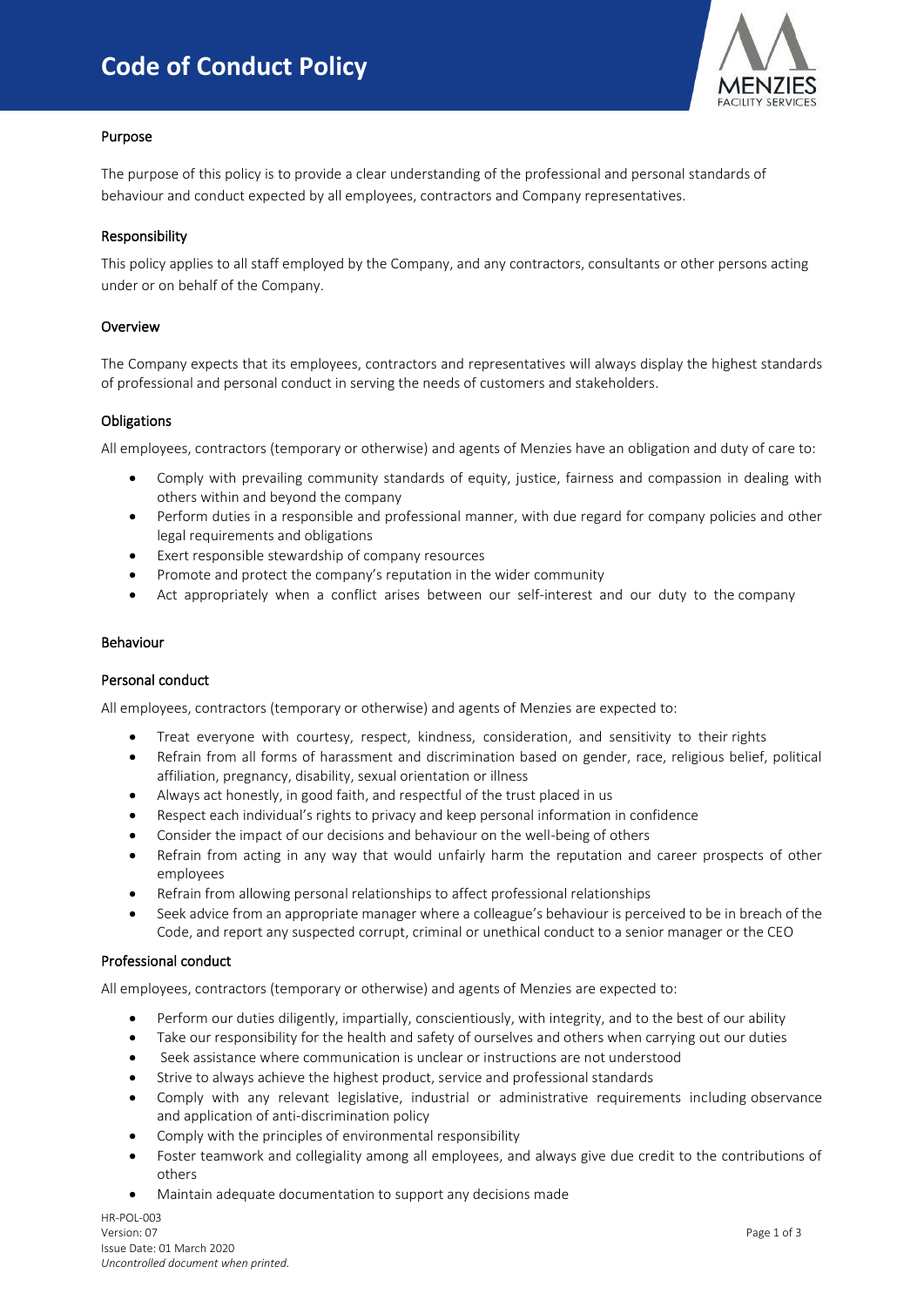# Code of Conduct Policy

## Purpose

The purpose of this policy is to provide a clear understanding of the professional and personal standards of behaviour and conduct expected by all employees, contractors and Company representatives.

## Responsibility

This policy applies to all staff employed by the Company, and any contractors, consultants or other persons acting under or on behalf of the Company.

## Overview

The Company expects that its employees, contractors and representatives will always display the highest standards of professional and personal conduct in serving the needs of customers and stakeholders.

## Obligations

All employees, contractors (temporary or otherwise) and agents of Menzies have an obligation and duty of care to:

- Comply with prevailing community standards of equity, justice, fairness and compassion in dealing with others within and beyond the company
- Perform duties in a responsible and professional manner, with due regard for company policies and other legal requirements and obligations
- Exert responsible stewardship of company resources
- Promote and protect the company's reputation in the wider community
- Act appropriately when a conflict arises between our self-interest and our duty to the company

## Behaviour

### Personal conduct

All employees, contractors (temporary or otherwise) and agents of Menzies are expected to:

- Treat everyone with courtesy, respect, kindness, consideration, and sensitivity to their rights
- Refrain from all forms of harassment and discrimination based on gender, race, religious belief, political affiliation, pregnancy, disability, sexual orientation or illness
- Always act honestly, in good faith, and respectful of the trust placed in us
- Respect each individual's rights to privacy and keep personal information in confidence
- Consider the impact of our decisions and behaviour on the well-being of others
- Refrain from acting in any way that would unfairly harm the reputation and career prospects of other employees
- Refrain from allowing personal relationships to affect professional relationships
- Seek advice from an appropriate manager where a colleague's behaviour is perceived to be in breach of the Code, and report any suspected corrupt, criminal or unethical conduct to a senior manager or the CEO

### Professional conduct

All employees, contractors (temporary or otherwise) and agents of Menzies are expected to:

- Perform our duties diligently, impartially, conscientiously, with integrity, and to the best of our ability
- Take our responsibility for the health and safety of ourselves and others when carrying out our duties
- Seek assistance where communication is unclear or instructions are not understood
- Strive to always achieve the highest product, service and professional standards
- Comply with any relevant legislative, industrial or administrative requirements including observance and application of anti-discrimination policy
- Comply with the principles of environmental responsibility
- Foster teamwork and collegiality among all employees, and always give due credit to the contributions of others
- Maintain adequate documentation to support any decisions made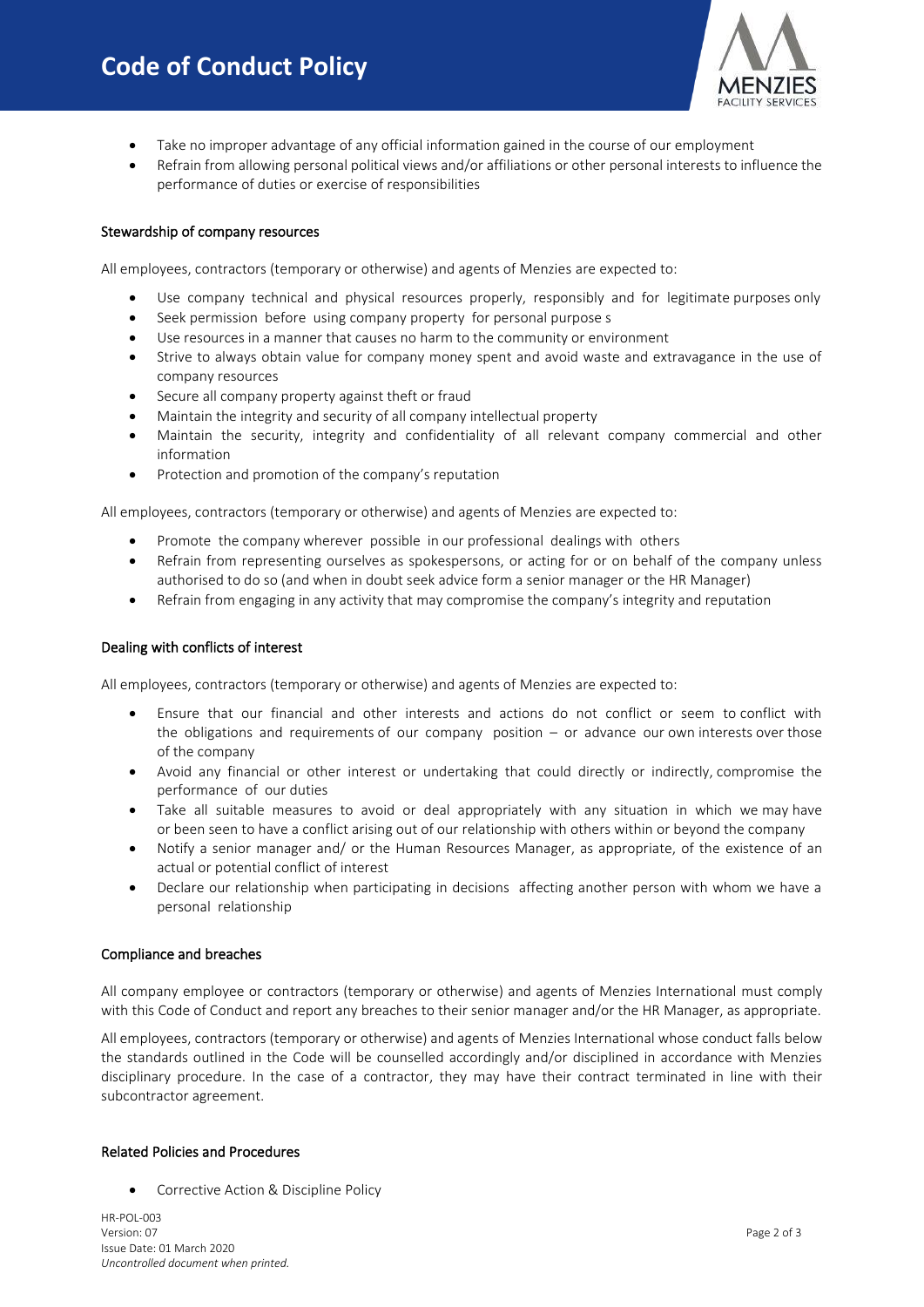- Take no improper advantage of any official information gained in the course of our employment
- Refrain from allowing personal political views and/or affiliations or other personal interests to influence the performance of duties or exercise of responsibilities

### Stewardship of company resources

All employees, contractors (temporary or otherwise) and agents of Menzies are expected to:

- Use company technical and physical resources properly, responsibly and for legitimate purposes only
- Seek permission before using company property for personal purpose s
- Use resources in a manner that causes no harm to the community or environment
- Strive to always obtain value for company money spent and avoid waste and extravagance in the use of company resources
- Secure all company property against theft or fraud
- Maintain the integrity and security of all company intellectual property
- Maintain the security, integrity and confidentiality of all relevant company commercial and other information
- Protection and promotion of the company's reputation

All employees, contractors (temporary or otherwise) and agents of Menzies are expected to:

- Promote the company wherever possible in our professional dealings with others
- Refrain from representing ourselves as spokespersons, or acting for or on behalf of the company unless authorised to do so (and when in doubt seek advice form a senior manager or the HR Manager)
- Refrain from engaging in any activity that may compromise the company's integrity and reputation

### Dealing with conflicts of interest

All employees, contractors (temporary or otherwise) and agents of Menzies are expected to:

- Ensure that our financial and other interests and actions do not conflict or seem to conflict with the obligations and requirements of our company position – or advance our own interests over those of the company
- Avoid any financial or other interest or undertaking that could directly or indirectly, compromise the performance of our duties
- Take all suitable measures to avoid or deal appropriately with any situation in which we may have or been seen to have a conflict arising out of our relationship with others within or beyond the company
- Notify a senior manager and/ or the Human Resources Manager, as appropriate, of the existence of an actual or potential conflict of interest
- Declare our relationship when participating in decisions affecting another person with whom we have a personal relationship

### Compliance and breaches

All company employee or contractors (temporary or otherwise) and agents of Menzies International must comply with this Code of Conduct and report any breaches to their senior manager and/or the HR Manager, as appropriate.

All employees, contractors (temporary or otherwise) and agents of Menzies International whose conduct falls below the standards outlined in the Code will be counselled accordingly and/or disciplined in accordance with Menzies disciplinary procedure. In the case of a contractor, they may have their contract terminated in line with their subcontractor agreement.

### Related Policies and Procedures

- Corrective Action & Discipline Policy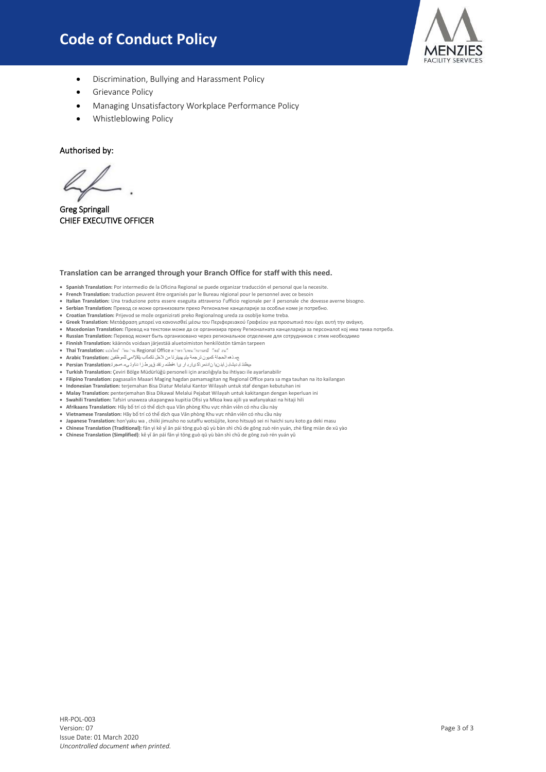- Discrimination, Bullying and Harassment Policy
- Grievance Policy
- Managing Unsatisfactory Workplace Performance Policy
- Whistleblowing Policy

Authorised by:

Greg Springall
CHIEF EXECUTIVE OFFICER

**Translation can be arranged through your Branch Office for staff with this need.**

- **Spanish Translation:** Por intermedio de la Oficina Regional se puede organizar traducción el personal que la necesite.
- **French Translation:** traduction peuvent être organisés par le Bureau régional pour le personnel avec ce besoin
- **Italian Translation:** Una traduzione potra essere eseguita attraverso l'ufficio regionale per il personale che dovesse averne bisogno.
- **Serbian Translation:** Превод се може организовати преко Регионалне канцеларије за особље коме је потребно.
- **Croatian Translation:** Prijevod se može organizirati preko Regionalnog ureda za osoblje kome treba.
- **Greek Translation:** Μετάφραση μπορεί να κανονισθεί μέσω του Περιφερειακού Γραφείου για προσωπικό που έχει αυτή την ανάγκη.
- **Macedonian Translation:** Превод на текстови може да се организира преку Регионалната канцеларија за персоналот кој има таква потреба.
- **Russian Translation:** Перевод может быть организовано через региональное отделение для сотрудников с этим необходимо
- **Finnish Translation:** käännös voidaan järjestää aluetoimiston henkilöstön tämän tarpeen
- **Thai Translation:** แปลได้ "โดย "ผ่าน Regional Office สำหรับ "บุคลากรที่ "ต้องการ"
- **Arabic Translation:** يمكن ترتيب الترجمة من خلال المكتب الإقليمي للموظفين مع هذه الحاجة
- **Persian Translation:** ترجمه می تواند از طریق دفتر منطقه ای برای کارمندان با این نیاز ترتیب داده شود
- **Turkish Translation:** Çeviri Bölge Müdürlüğü personeli için aracılığıyla bu ihtiyacı ile ayarlanabilir
- **Filipino Translation:** pagsasalin Maaari Maging hagdan pamamagitan ng Regional Office para sa mga tauhan na ito kailangan
- **Indonesian Translation:** terjemahan Bisa Diatur Melalui Kantor Wilayah untuk staf dengan kebutuhan ini
- **Malay Translation:** penterjemahan Bisa Dikawal Melalui Pejabat Wilayah untuk kakitangan dengan keperluan ini
- **Swahili Translation:** Tafsiri unaweza ukapangwa kupitia Ofisi ya Mkoa kwa ajili ya wafanyakazi na hitaji hili
- **Afrikaans Translation:** Hãy bố trí có thể dịch qua Văn phòng Khu vực nhân viên có nhu cầu này
- **Vietnamese Translation:** Hãy bố trí có thể dịch qua Văn phòng Khu vực nhân viên có nhu cầu này
- **Japanese Translation:** hon'yaku wa , chiiki jimusho no sutaffu wotsūjite, kono hitsuyō sei ni haichi suru koto ga deki masu
- **Chinese Translation (Traditional):** fān yì kě yǐ ān pái tōng guò qū yù bàn shì chǔ de gōng zuò rén yuán, zhè fāng miàn de xū yào
- **Chinese Translation (Simplified)**: kě yǐ ān pái fān yì tōng guò qū yù bàn shì chǔ de gōng zuò rén yuán yǔ

HR-POL-003
Version: 07
Issue Date: 01 March 2020
*Uncontrolled document when printed.*